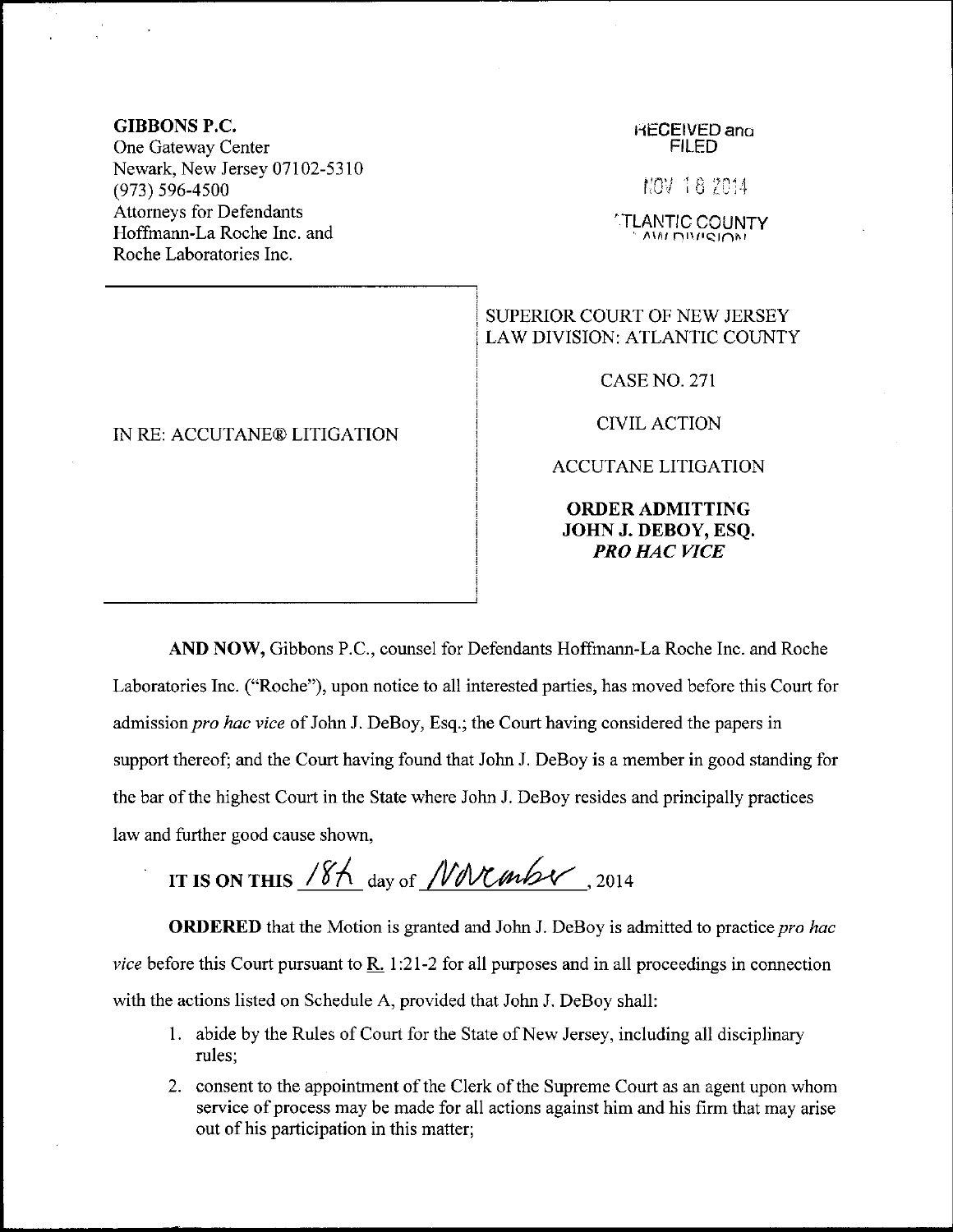**GIBBONS P.C.**
One Gateway Center
Newark, New Jersey 07102-5310
(973) 596-4500
Attorneys for Defendants
Hoffmann-La Roche Inc. and
Roche Laboratories Inc.

RECEIVED and
FILED

NOV 18 2014

ATLANTIC COUNTY
LAW DIVISION

IN RE: ACCUTANE® LITIGATION

SUPERIOR COURT OF NEW JERSEY
LAW DIVISION: ATLANTIC COUNTY

CASE NO. 271

CIVIL ACTION

ACCUTANE LITIGATION

**ORDER ADMITTING JOHN J. DEBOY, ESQ. *PRO HAC VICE***

**AND NOW,** Gibbons P.C., counsel for Defendants Hoffmann-La Roche Inc. and Roche Laboratories Inc. ("Roche"), upon notice to all interested parties, has moved before this Court for admission *pro hac vice* of John J. DeBoy, Esq.; the Court having considered the papers in support thereof; and the Court having found that John J. DeBoy is a member in good standing for the bar of the highest Court in the State where John J. DeBoy resides and principally practices law and further good cause shown,

**IT IS ON THIS** 18th day of November, 2014

**ORDERED** that the Motion is granted and John J. DeBoy is admitted to practice *pro hac vice* before this Court pursuant to R. 1:21-2 for all purposes and in all proceedings in connection with the actions listed on Schedule A, provided that John J. DeBoy shall:

1. abide by the Rules of Court for the State of New Jersey, including all disciplinary rules;
2. consent to the appointment of the Clerk of the Supreme Court as an agent upon whom service of process may be made for all actions against him and his firm that may arise out of his participation in this matter;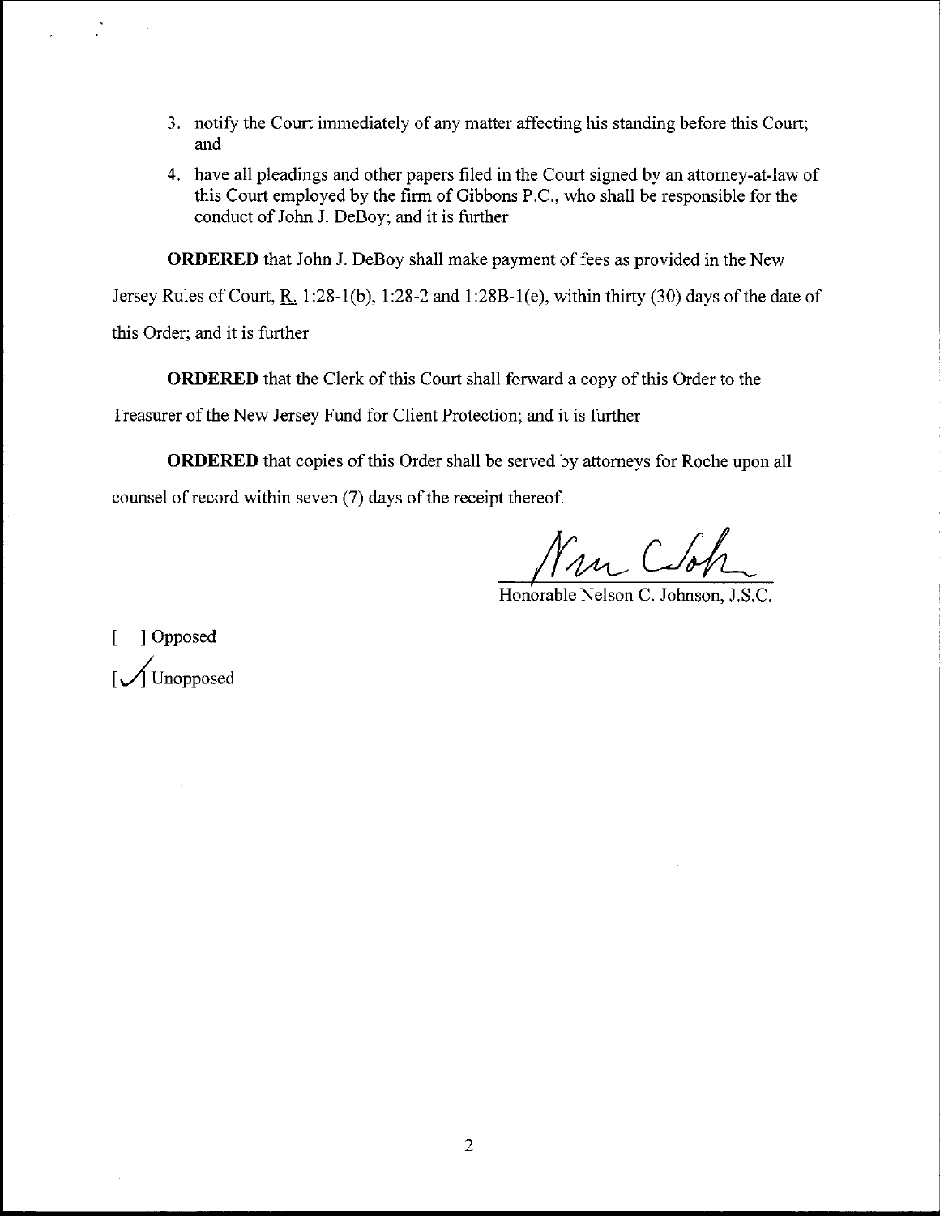3. notify the Court immediately of any matter affecting his standing before this Court; and

4. have all pleadings and other papers filed in the Court signed by an attorney-at-law of this Court employed by the firm of Gibbons P.C., who shall be responsible for the conduct of John J. DeBoy; and it is further

**ORDERED** that John J. DeBoy shall make payment of fees as provided in the New Jersey Rules of Court, R. 1:28-1(b), 1:28-2 and 1:28B-1(e), within thirty (30) days of the date of this Order; and it is further

**ORDERED** that the Clerk of this Court shall forward a copy of this Order to the Treasurer of the New Jersey Fund for Client Protection; and it is further

**ORDERED** that copies of this Order shall be served by attorneys for Roche upon all counsel of record within seven (7) days of the receipt thereof.

Honorable Nelson C. Johnson, J.S.C.

[ ] Opposed

[✓] Unopposed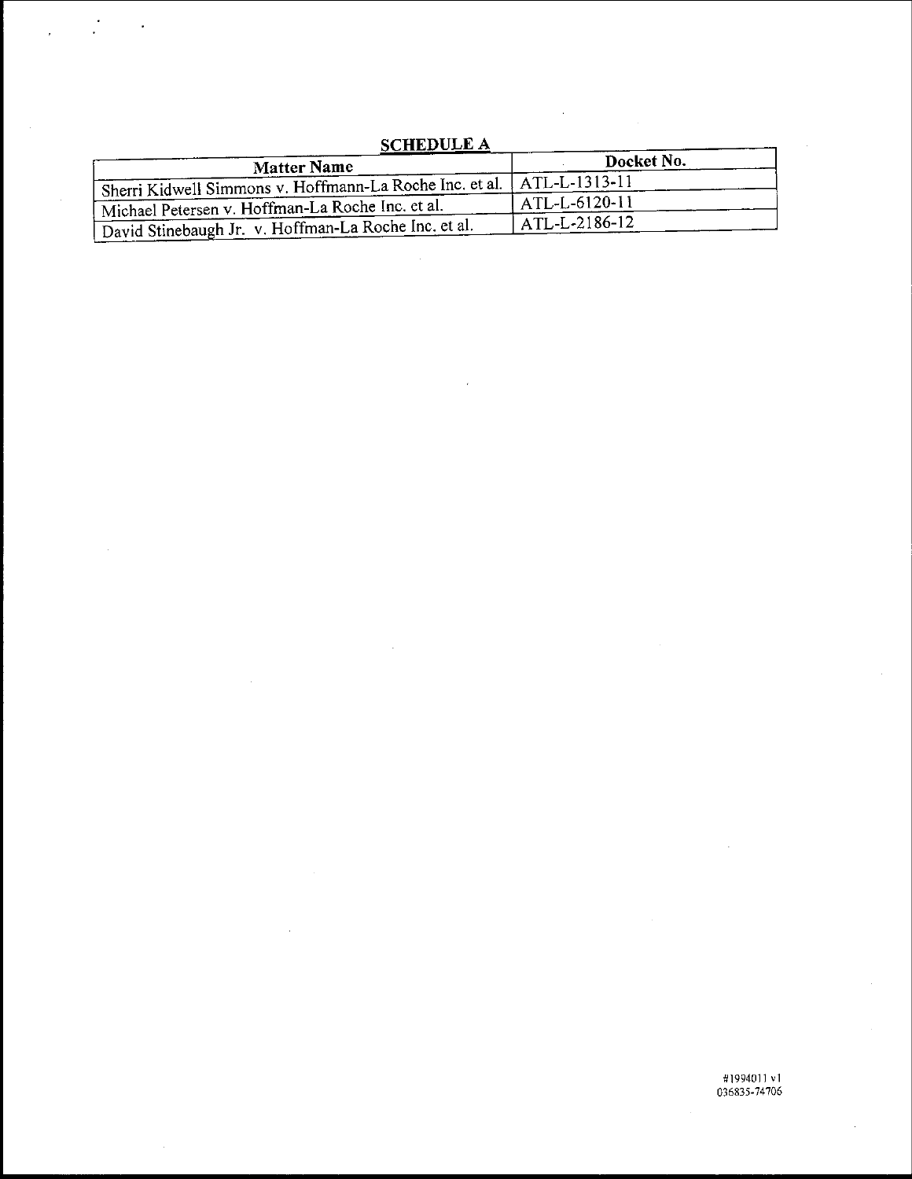## SCHEDULE A

| Matter Name | Docket No. |
| --- | --- |
| Sherri Kidwell Simmons v. Hoffmann-La Roche Inc. et al. | ATL-L-1313-11 |
| Michael Petersen v. Hoffman-La Roche Inc. et al. | ATL-L-6120-11 |
| David Stinebaugh Jr. v. Hoffman-La Roche Inc. et al. | ATL-L-2186-12 |

#1994011 v1
036835-74706